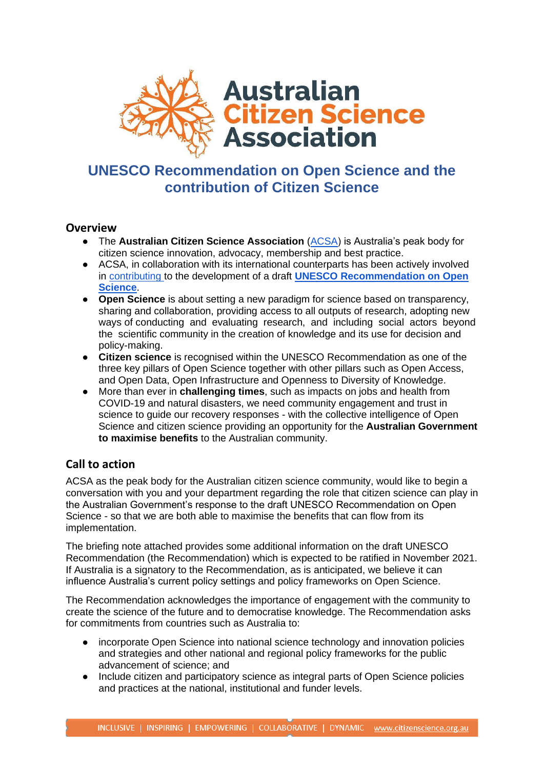# UNESCO Recommendation on Open Science and the contribution of Citizen Science

## Overview

- The **Australian Citizen Science Association** (ACSA) is Australia's peak body for citizen science innovation, advocacy, membership and best practice.
- ACSA, in collaboration with its international counterparts has been actively involved in contributing to the development of a draft **UNESCO Recommendation on Open Science**.
- **Open Science** is about setting a new paradigm for science based on transparency, sharing and collaboration, providing access to all outputs of research, adopting new ways of conducting and evaluating research, and including social actors beyond the scientific community in the creation of knowledge and its use for decision and policy-making.
- **Citizen science** is recognised within the UNESCO Recommendation as one of the three key pillars of Open Science together with other pillars such as Open Access, and Open Data, Open Infrastructure and Openness to Diversity of Knowledge.
- More than ever in **challenging times**, such as impacts on jobs and health from COVID-19 and natural disasters, we need community engagement and trust in science to guide our recovery responses - with the collective intelligence of Open Science and citizen science providing an opportunity for the **Australian Government to maximise benefits** to the Australian community.

## Call to action

ACSA as the peak body for the Australian citizen science community, would like to begin a conversation with you and your department regarding the role that citizen science can play in the Australian Government's response to the draft UNESCO Recommendation on Open Science - so that we are both able to maximise the benefits that can flow from its implementation.

The briefing note attached provides some additional information on the draft UNESCO Recommendation (the Recommendation) which is expected to be ratified in November 2021. If Australia is a signatory to the Recommendation, as is anticipated, we believe it can influence Australia's current policy settings and policy frameworks on Open Science.

The Recommendation acknowledges the importance of engagement with the community to create the science of the future and to democratise knowledge. The Recommendation asks for commitments from countries such as Australia to:

- incorporate Open Science into national science technology and innovation policies and strategies and other national and regional policy frameworks for the public advancement of science; and
- Include citizen and participatory science as integral parts of Open Science policies and practices at the national, institutional and funder levels.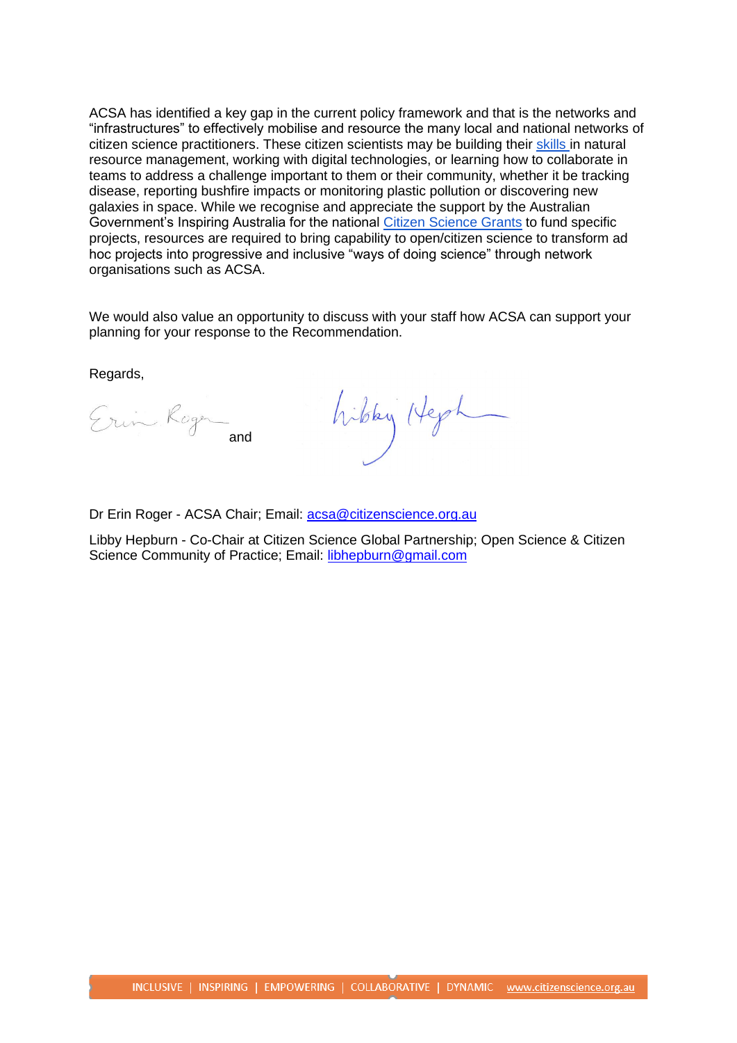ACSA has identified a key gap in the current policy framework and that is the networks and "infrastructures" to effectively mobilise and resource the many local and national networks of citizen science practitioners. These citizen scientists may be building their skills in natural resource management, working with digital technologies, or learning how to collaborate in teams to address a challenge important to them or their community, whether it be tracking disease, reporting bushfire impacts or monitoring plastic pollution or discovering new galaxies in space. While we recognise and appreciate the support by the Australian Government's Inspiring Australia for the national Citizen Science Grants to fund specific projects, resources are required to bring capability to open/citizen science to transform ad hoc projects into progressive and inclusive "ways of doing science" through network organisations such as ACSA.

We would also value an opportunity to discuss with your staff how ACSA can support your planning for your response to the Recommendation.

Regards,

and

Dr Erin Roger - ACSA Chair; Email: acsa@citizenscience.org.au

Libby Hepburn - Co-Chair at Citizen Science Global Partnership; Open Science & Citizen Science Community of Practice; Email: libhepburn@gmail.com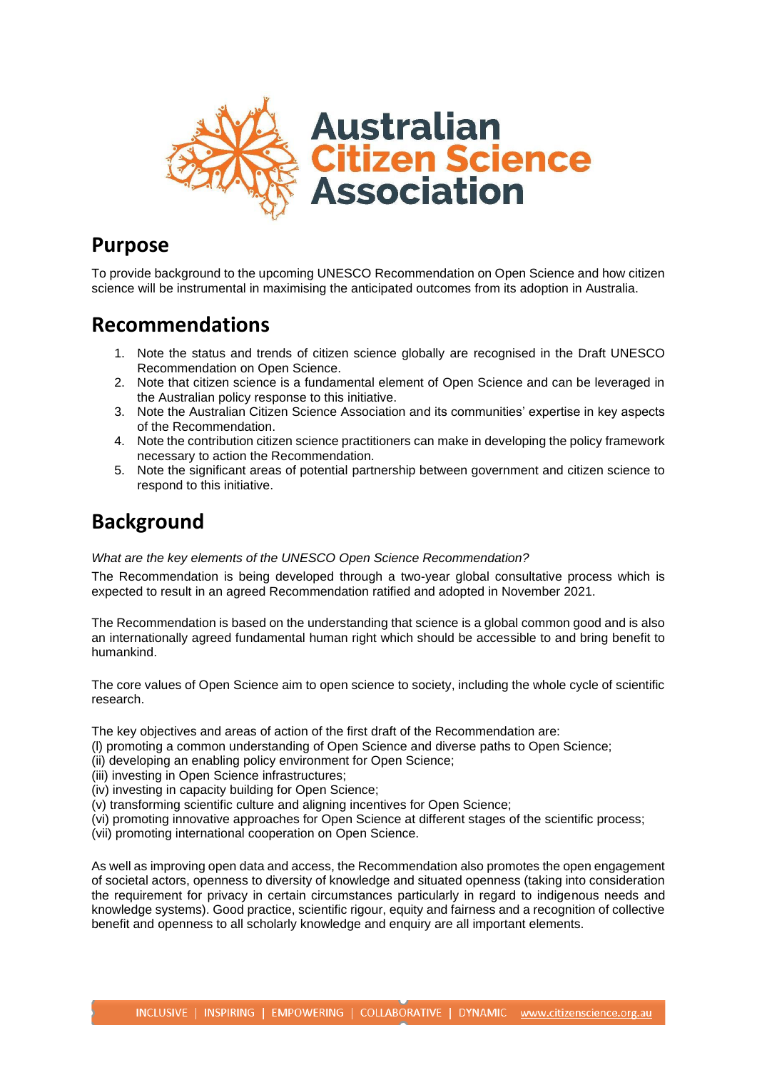## Purpose

To provide background to the upcoming UNESCO Recommendation on Open Science and how citizen science will be instrumental in maximising the anticipated outcomes from its adoption in Australia.

## Recommendations

1. Note the status and trends of citizen science globally are recognised in the Draft UNESCO Recommendation on Open Science.
2. Note that citizen science is a fundamental element of Open Science and can be leveraged in the Australian policy response to this initiative.
3. Note the Australian Citizen Science Association and its communities' expertise in key aspects of the Recommendation.
4. Note the contribution citizen science practitioners can make in developing the policy framework necessary to action the Recommendation.
5. Note the significant areas of potential partnership between government and citizen science to respond to this initiative.

## Background

*What are the key elements of the UNESCO Open Science Recommendation?*

The Recommendation is being developed through a two-year global consultative process which is expected to result in an agreed Recommendation ratified and adopted in November 2021.

The Recommendation is based on the understanding that science is a global common good and is also an internationally agreed fundamental human right which should be accessible to and bring benefit to humankind.

The core values of Open Science aim to open science to society, including the whole cycle of scientific research.

The key objectives and areas of action of the first draft of the Recommendation are:
(l) promoting a common understanding of Open Science and diverse paths to Open Science;
(ii) developing an enabling policy environment for Open Science;
(iii) investing in Open Science infrastructures;
(iv) investing in capacity building for Open Science;
(v) transforming scientific culture and aligning incentives for Open Science;
(vi) promoting innovative approaches for Open Science at different stages of the scientific process;
(vii) promoting international cooperation on Open Science.

As well as improving open data and access, the Recommendation also promotes the open engagement of societal actors, openness to diversity of knowledge and situated openness (taking into consideration the requirement for privacy in certain circumstances particularly in regard to indigenous needs and knowledge systems). Good practice, scientific rigour, equity and fairness and a recognition of collective benefit and openness to all scholarly knowledge and enquiry are all important elements.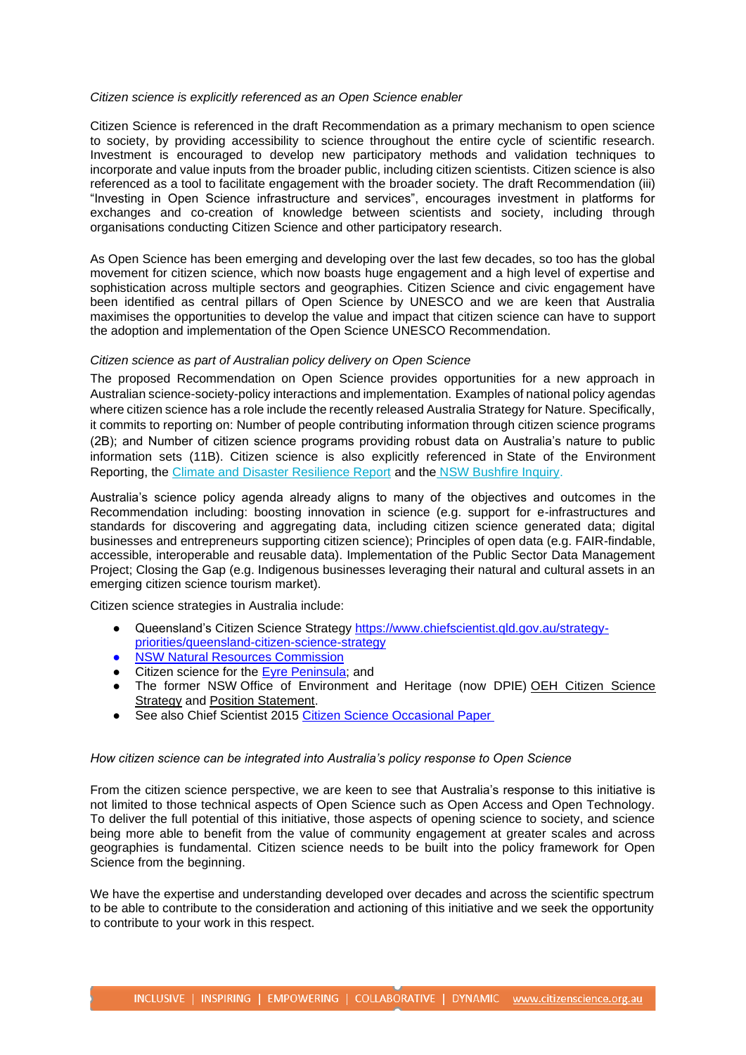*Citizen science is explicitly referenced as an Open Science enabler*

Citizen Science is referenced in the draft Recommendation as a primary mechanism to open science to society, by providing accessibility to science throughout the entire cycle of scientific research. Investment is encouraged to develop new participatory methods and validation techniques to incorporate and value inputs from the broader public, including citizen scientists. Citizen science is also referenced as a tool to facilitate engagement with the broader society. The draft Recommendation (iii) "Investing in Open Science infrastructure and services", encourages investment in platforms for exchanges and co-creation of knowledge between scientists and society, including through organisations conducting Citizen Science and other participatory research.

As Open Science has been emerging and developing over the last few decades, so too has the global movement for citizen science, which now boasts huge engagement and a high level of expertise and sophistication across multiple sectors and geographies. Citizen Science and civic engagement have been identified as central pillars of Open Science by UNESCO and we are keen that Australia maximises the opportunities to develop the value and impact that citizen science can have to support the adoption and implementation of the Open Science UNESCO Recommendation.

*Citizen science as part of Australian policy delivery on Open Science*

The proposed Recommendation on Open Science provides opportunities for a new approach in Australian science-society-policy interactions and implementation. Examples of national policy agendas where citizen science has a role include the recently released Australia Strategy for Nature. Specifically, it commits to reporting on: Number of people contributing information through citizen science programs (2B); and Number of citizen science programs providing robust data on Australia's nature to public information sets (11B). Citizen science is also explicitly referenced in State of the Environment Reporting, the Climate and Disaster Resilience Report and the NSW Bushfire Inquiry.

Australia's science policy agenda already aligns to many of the objectives and outcomes in the Recommendation including: boosting innovation in science (e.g. support for e-infrastructures and standards for discovering and aggregating data, including citizen science generated data; digital businesses and entrepreneurs supporting citizen science); Principles of open data (e.g. FAIR-findable, accessible, interoperable and reusable data). Implementation of the Public Sector Data Management Project; Closing the Gap (e.g. Indigenous businesses leveraging their natural and cultural assets in an emerging citizen science tourism market).

Citizen science strategies in Australia include:

- Queensland's Citizen Science Strategy https://www.chiefscientist.qld.gov.au/strategy-priorities/queensland-citizen-science-strategy
- NSW Natural Resources Commission
- Citizen science for the Eyre Peninsula; and
- The former NSW Office of Environment and Heritage (now DPIE) OEH Citizen Science Strategy and Position Statement.
- See also Chief Scientist 2015 Citizen Science Occasional Paper

*How citizen science can be integrated into Australia's policy response to Open Science*

From the citizen science perspective, we are keen to see that Australia's response to this initiative is not limited to those technical aspects of Open Science such as Open Access and Open Technology. To deliver the full potential of this initiative, those aspects of opening science to society, and science being more able to benefit from the value of community engagement at greater scales and across geographies is fundamental. Citizen science needs to be built into the policy framework for Open Science from the beginning.

We have the expertise and understanding developed over decades and across the scientific spectrum to be able to contribute to the consideration and actioning of this initiative and we seek the opportunity to contribute to your work in this respect.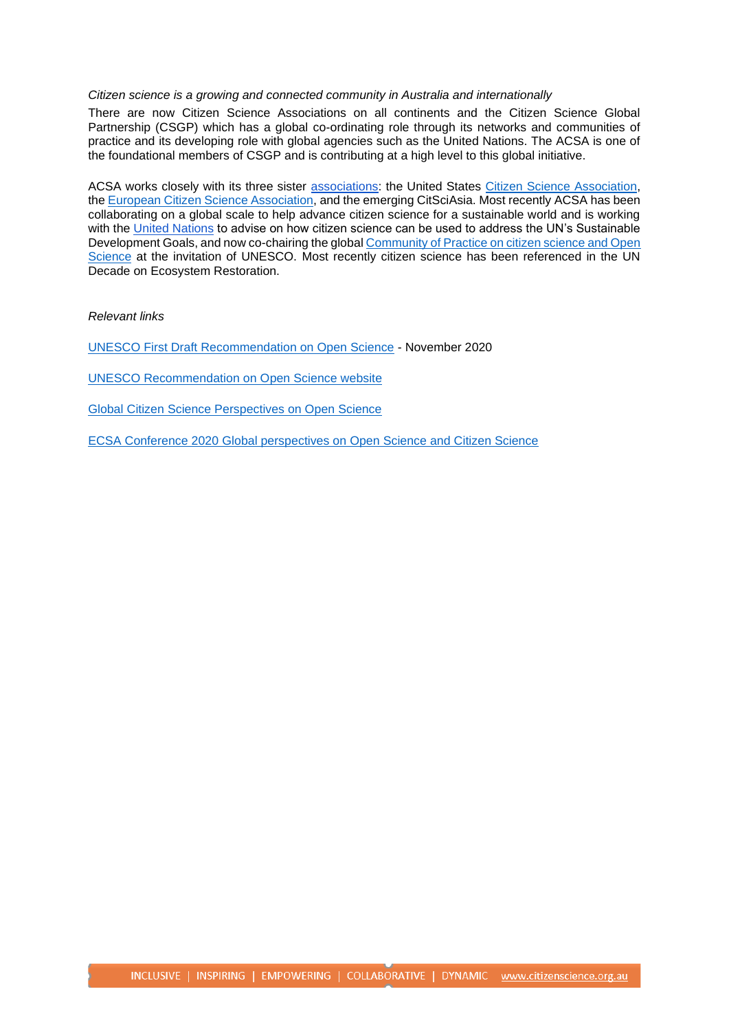*Citizen science is a growing and connected community in Australia and internationally*

There are now Citizen Science Associations on all continents and the Citizen Science Global Partnership (CSGP) which has a global co-ordinating role through its networks and communities of practice and its developing role with global agencies such as the United Nations. The ACSA is one of the foundational members of CSGP and is contributing at a high level to this global initiative.

ACSA works closely with its three sister associations: the United States Citizen Science Association, the European Citizen Science Association, and the emerging CitSciAsia. Most recently ACSA has been collaborating on a global scale to help advance citizen science for a sustainable world and is working with the United Nations to advise on how citizen science can be used to address the UN's Sustainable Development Goals, and now co-chairing the global Community of Practice on citizen science and Open Science at the invitation of UNESCO. Most recently citizen science has been referenced in the UN Decade on Ecosystem Restoration.

*Relevant links*

UNESCO First Draft Recommendation on Open Science - November 2020

UNESCO Recommendation on Open Science website

Global Citizen Science Perspectives on Open Science

ECSA Conference 2020 Global perspectives on Open Science and Citizen Science